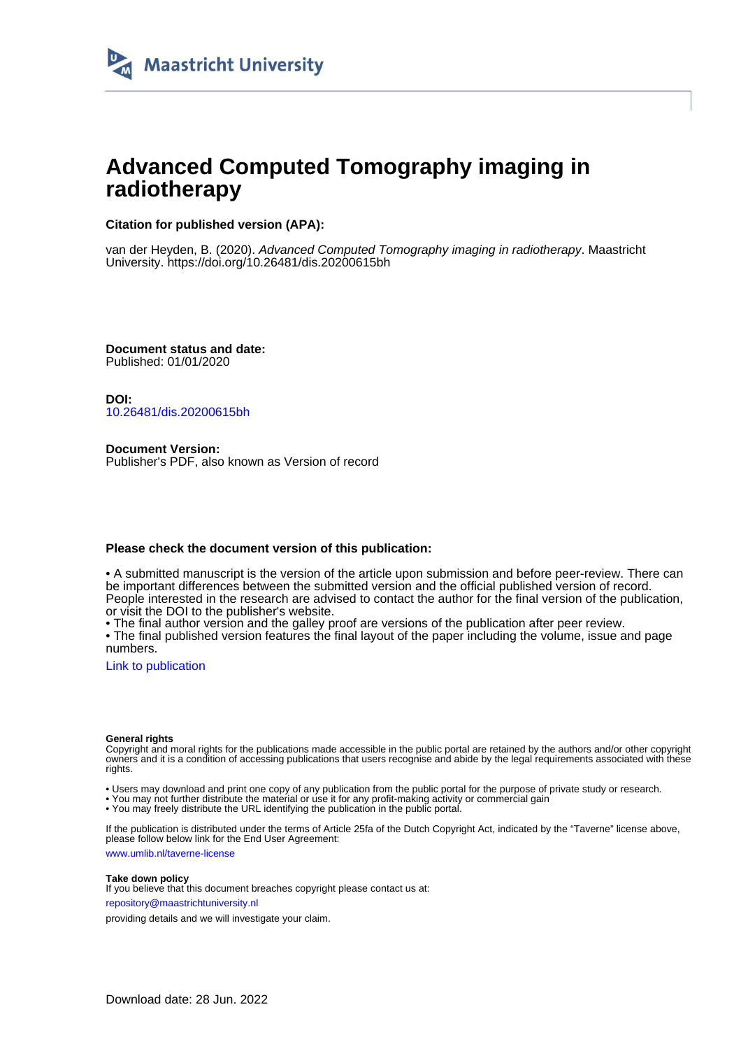Maastricht University

# Advanced Computed Tomography imaging in radiotherapy

**Citation for published version (APA):**

van der Heyden, B. (2020). *Advanced Computed Tomography imaging in radiotherapy*. Maastricht University. https://doi.org/10.26481/dis.20200615bh

**Document status and date:**
Published: 01/01/2020

**DOI:**
10.26481/dis.20200615bh

**Document Version:**
Publisher's PDF, also known as Version of record

**Please check the document version of this publication:**

• A submitted manuscript is the version of the article upon submission and before peer-review. There can be important differences between the submitted version and the official published version of record. People interested in the research are advised to contact the author for the final version of the publication, or visit the DOI to the publisher's website.
• The final author version and the galley proof are versions of the publication after peer review.
• The final published version features the final layout of the paper including the volume, issue and page numbers.

Link to publication

**General rights**
Copyright and moral rights for the publications made accessible in the public portal are retained by the authors and/or other copyright owners and it is a condition of accessing publications that users recognise and abide by the legal requirements associated with these rights.

• Users may download and print one copy of any publication from the public portal for the purpose of private study or research.
• You may not further distribute the material or use it for any profit-making activity or commercial gain
• You may freely distribute the URL identifying the publication in the public portal.

If the publication is distributed under the terms of Article 25fa of the Dutch Copyright Act, indicated by the "Taverne" license above, please follow below link for the End User Agreement:

www.umlib.nl/taverne-license

**Take down policy**
If you believe that this document breaches copyright please contact us at:

repository@maastrichtuniversity.nl

providing details and we will investigate your claim.

Download date: 28 Jun. 2022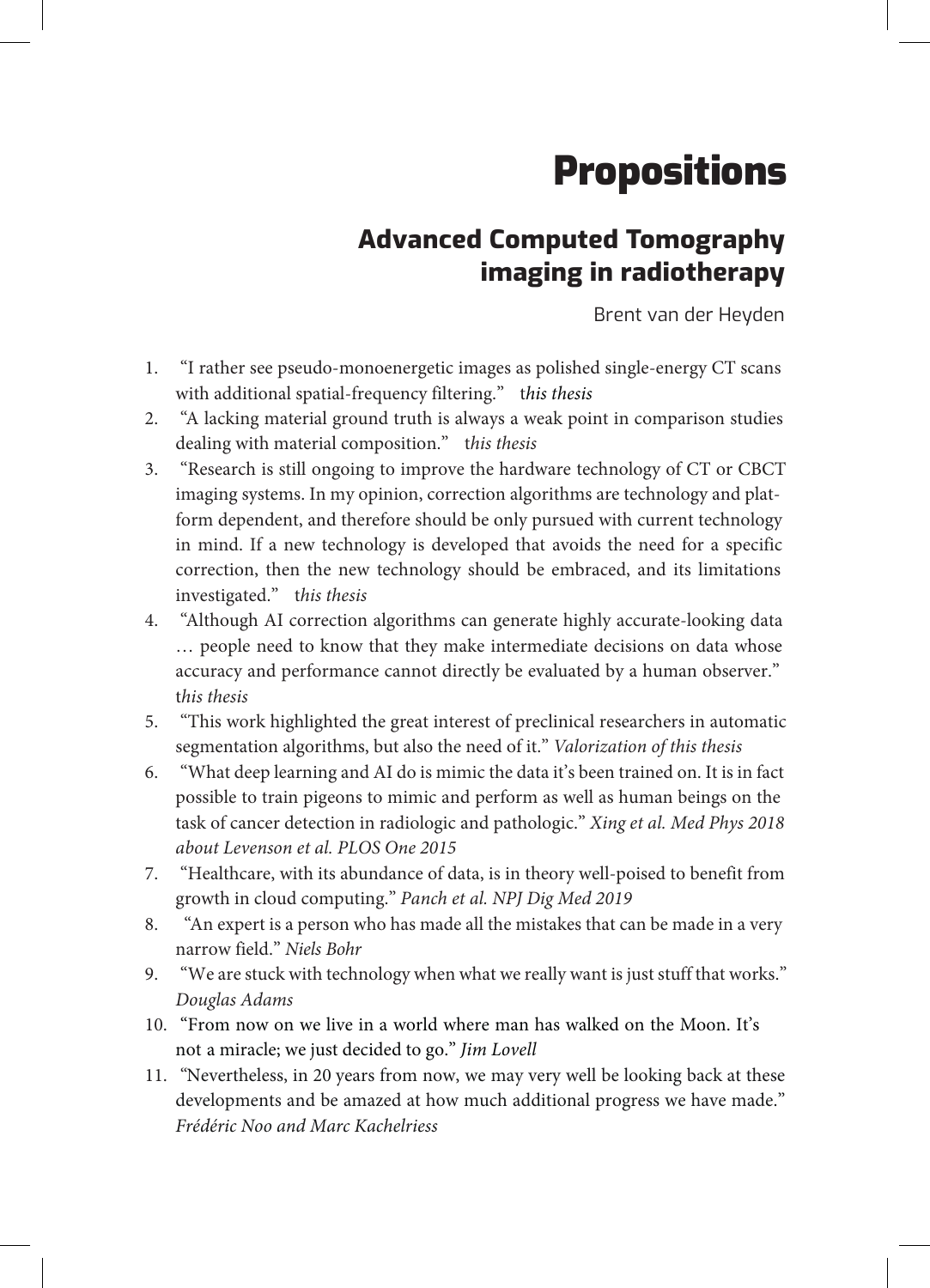# Propositions

## Advanced Computed Tomography imaging in radiotherapy

Brent van der Heyden

1. "I rather see pseudo-monoenergetic images as polished single-energy CT scans with additional spatial-frequency filtering." *this thesis*
2. "A lacking material ground truth is always a weak point in comparison studies dealing with material composition." *this thesis*
3. "Research is still ongoing to improve the hardware technology of CT or CBCT imaging systems. In my opinion, correction algorithms are technology and platform dependent, and therefore should be only pursued with current technology in mind. If a new technology is developed that avoids the need for a specific correction, then the new technology should be embraced, and its limitations investigated." *this thesis*
4. "Although AI correction algorithms can generate highly accurate-looking data … people need to know that they make intermediate decisions on data whose accuracy and performance cannot directly be evaluated by a human observer." *this thesis*
5. "This work highlighted the great interest of preclinical researchers in automatic segmentation algorithms, but also the need of it." *Valorization of this thesis*
6. "What deep learning and AI do is mimic the data it's been trained on. It is in fact possible to train pigeons to mimic and perform as well as human beings on the task of cancer detection in radiologic and pathologic." *Xing et al. Med Phys 2018 about Levenson et al. PLOS One 2015*
7. "Healthcare, with its abundance of data, is in theory well-poised to benefit from growth in cloud computing." *Panch et al. NPJ Dig Med 2019*
8. "An expert is a person who has made all the mistakes that can be made in a very narrow field." *Niels Bohr*
9. "We are stuck with technology when what we really want is just stuff that works." *Douglas Adams*
10. "From now on we live in a world where man has walked on the Moon. It's not a miracle; we just decided to go." *Jim Lovell*
11. "Nevertheless, in 20 years from now, we may very well be looking back at these developments and be amazed at how much additional progress we have made." *Frédéric Noo and Marc Kachelriess*